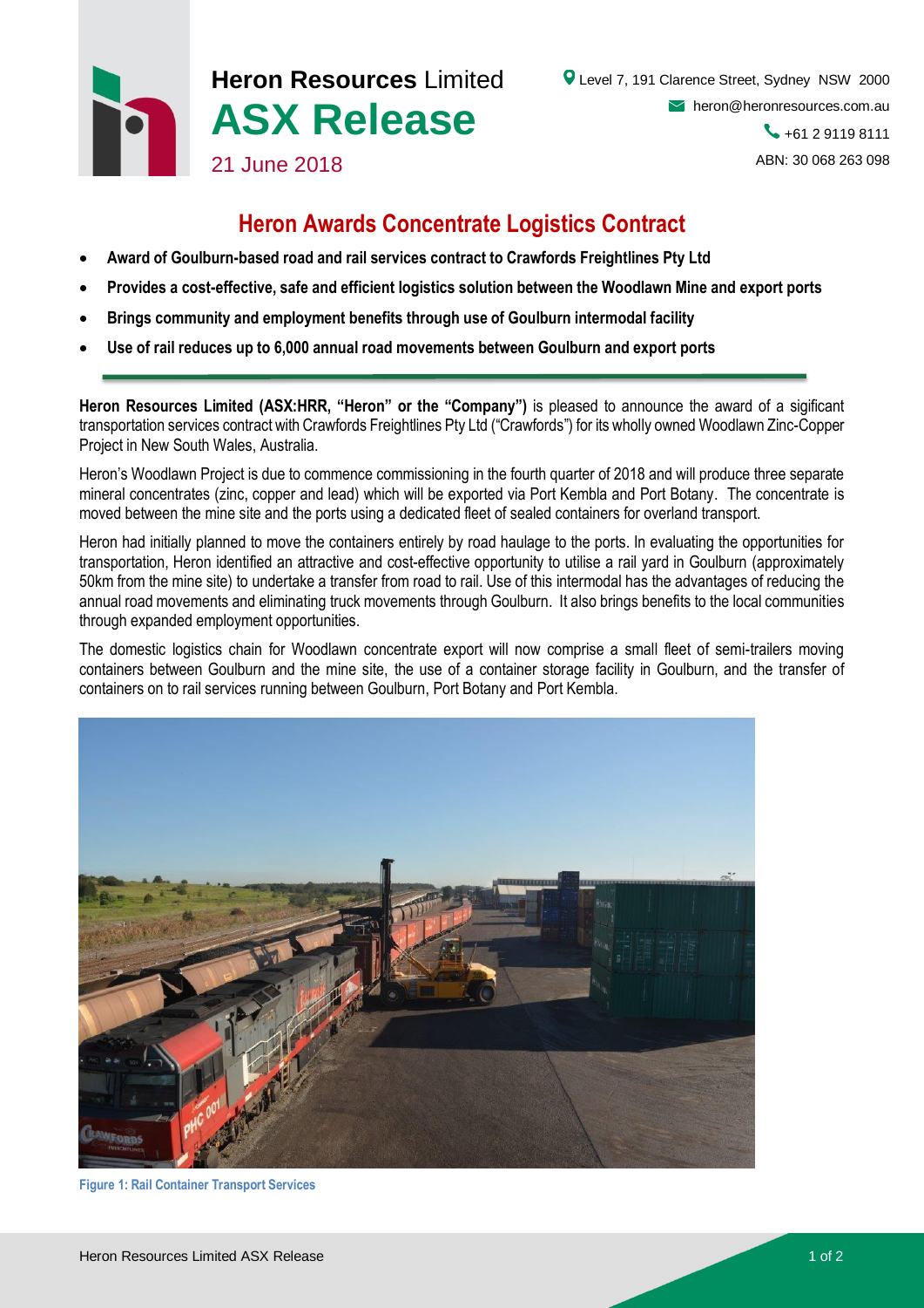**Heron Resources** Limited

# ASX Release

21 June 2018

Level 7, 191 Clarence Street, Sydney NSW 2000
heron@heronresources.com.au
+61 2 9119 8111
ABN: 30 068 263 098

## Heron Awards Concentrate Logistics Contract

- **Award of Goulburn-based road and rail services contract to Crawfords Freightlines Pty Ltd**
- **Provides a cost-effective, safe and efficient logistics solution between the Woodlawn Mine and export ports**
- **Brings community and employment benefits through use of Goulburn intermodal facility**
- **Use of rail reduces up to 6,000 annual road movements between Goulburn and export ports**

**Heron Resources Limited (ASX:HRR, "Heron" or the "Company")** is pleased to announce the award of a sigificant transportation services contract with Crawfords Freightlines Pty Ltd ("Crawfords") for its wholly owned Woodlawn Zinc-Copper Project in New South Wales, Australia.

Heron's Woodlawn Project is due to commence commissioning in the fourth quarter of 2018 and will produce three separate mineral concentrates (zinc, copper and lead) which will be exported via Port Kembla and Port Botany. The concentrate is moved between the mine site and the ports using a dedicated fleet of sealed containers for overland transport.

Heron had initially planned to move the containers entirely by road haulage to the ports. In evaluating the opportunities for transportation, Heron identified an attractive and cost-effective opportunity to utilise a rail yard in Goulburn (approximately 50km from the mine site) to undertake a transfer from road to rail. Use of this intermodal has the advantages of reducing the annual road movements and eliminating truck movements through Goulburn. It also brings benefits to the local communities through expanded employment opportunities.

The domestic logistics chain for Woodlawn concentrate export will now comprise a small fleet of semi-trailers moving containers between Goulburn and the mine site, the use of a container storage facility in Goulburn, and the transfer of containers on to rail services running between Goulburn, Port Botany and Port Kembla.

Figure 1: Rail Container Transport Services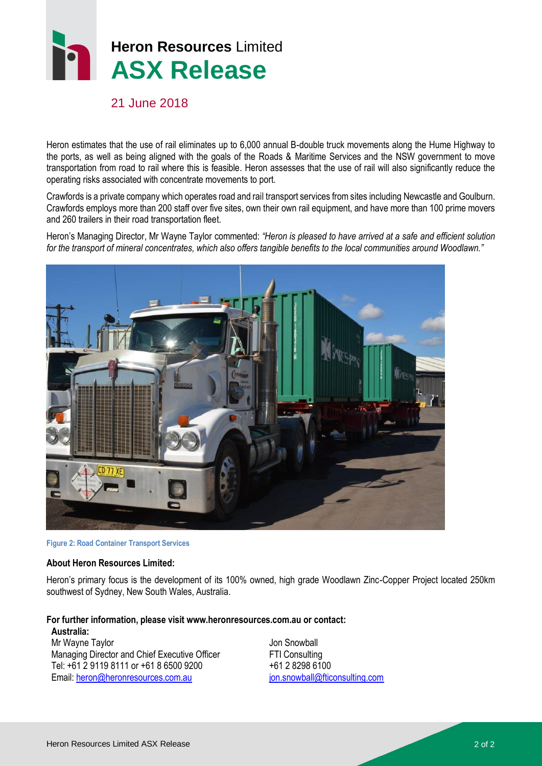# Heron Resources Limited
# ASX Release

21 June 2018

Heron estimates that the use of rail eliminates up to 6,000 annual B-double truck movements along the Hume Highway to the ports, as well as being aligned with the goals of the Roads & Maritime Services and the NSW government to move transportation from road to rail where this is feasible. Heron assesses that the use of rail will also significantly reduce the operating risks associated with concentrate movements to port.

Crawfords is a private company which operates road and rail transport services from sites including Newcastle and Goulburn. Crawfords employs more than 200 staff over five sites, own their own rail equipment, and have more than 100 prime movers and 260 trailers in their road transportation fleet.

Heron's Managing Director, Mr Wayne Taylor commented: *"Heron is pleased to have arrived at a safe and efficient solution for the transport of mineral concentrates, which also offers tangible benefits to the local communities around Woodlawn."*

Figure 2: Road Container Transport Services

**About Heron Resources Limited:**

Heron's primary focus is the development of its 100% owned, high grade Woodlawn Zinc-Copper Project located 250km southwest of Sydney, New South Wales, Australia.

**For further information, please visit www.heronresources.com.au or contact:**

**Australia:**

Mr Wayne Taylor
Managing Director and Chief Executive Officer
Tel: +61 2 9119 8111 or +61 8 6500 9200
Email: heron@heronresources.com.au

Jon Snowball
FTI Consulting
+61 2 8298 6100
jon.snowball@fticonsulting.com